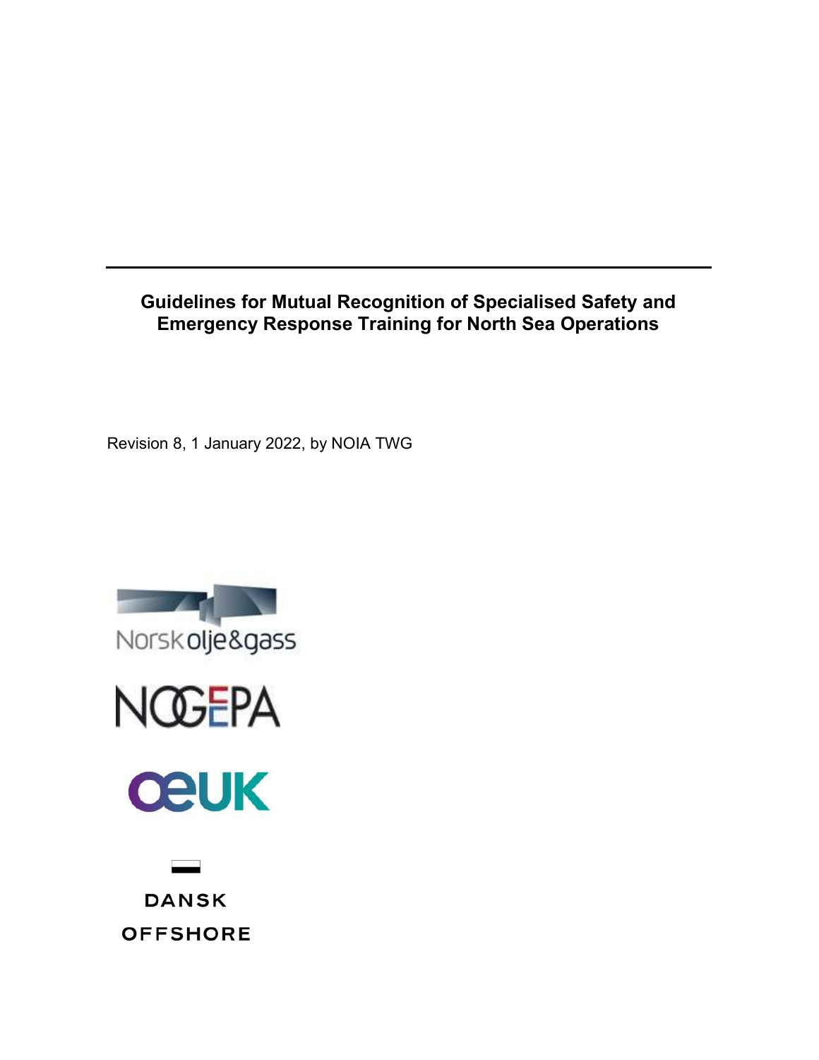# Guidelines for Mutual Recognition of Specialised Safety and Emergency Response Training for North Sea Operations

Revision 8, 1 January 2022, by NOIA TWG

Norsk olje&gass

NOGEPA

OEUK

DANSK OFFSHORE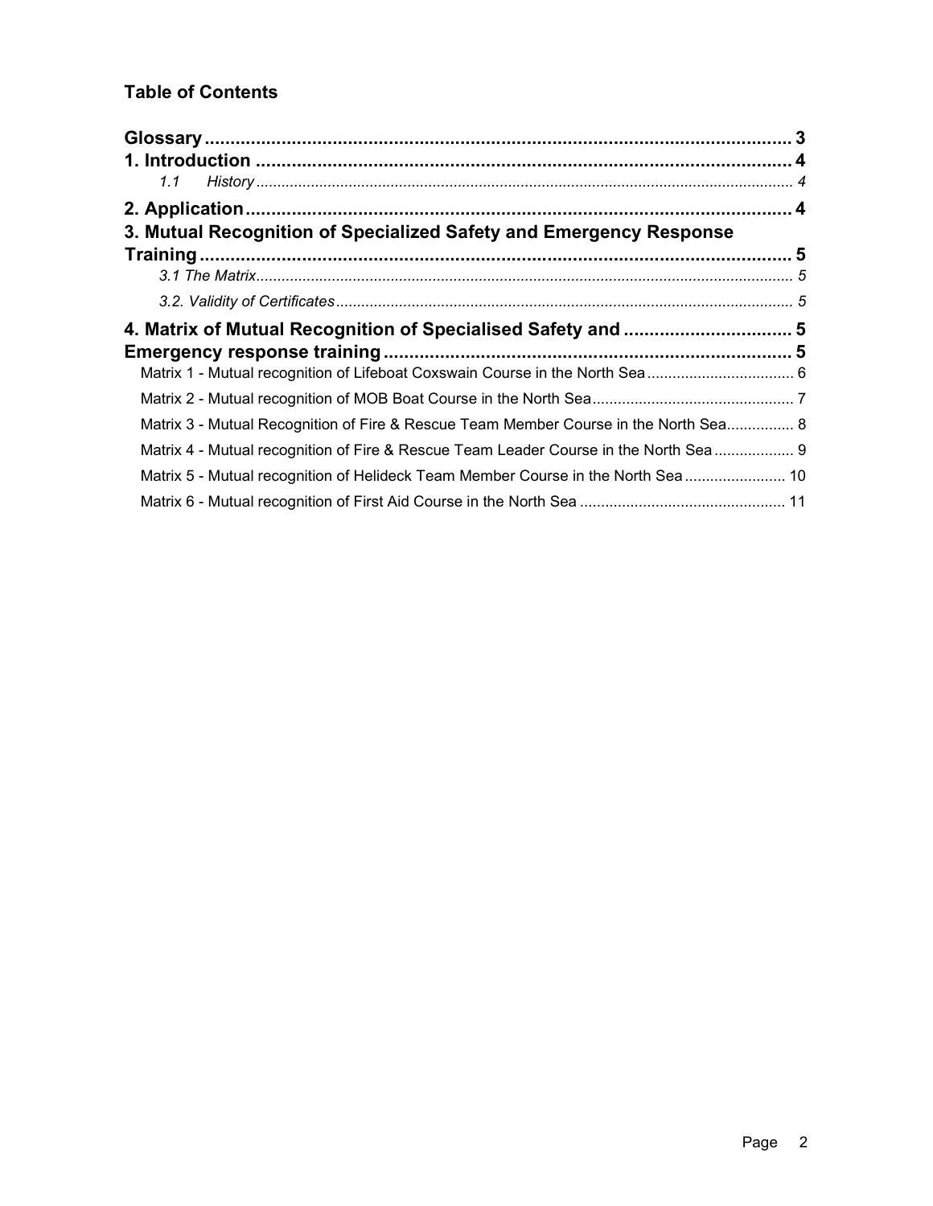**Table of Contents**

**Glossary** ..... 3

**1. Introduction** ..... 4

*1.1 History* ..... 4

**2. Application** ..... 4

**3. Mutual Recognition of Specialized Safety and Emergency Response Training** ..... 5

*3.1 The Matrix* ..... 5

*3.2. Validity of Certificates* ..... 5

**4. Matrix of Mutual Recognition of Specialised Safety and** ..... 5

**Emergency response training** ..... 5

Matrix 1 - Mutual recognition of Lifeboat Coxswain Course in the North Sea ..... 6

Matrix 2 - Mutual recognition of MOB Boat Course in the North Sea ..... 7

Matrix 3 - Mutual Recognition of Fire & Rescue Team Member Course in the North Sea ..... 8

Matrix 4 - Mutual recognition of Fire & Rescue Team Leader Course in the North Sea ..... 9

Matrix 5 - Mutual recognition of Helideck Team Member Course in the North Sea ..... 10

Matrix 6 - Mutual recognition of First Aid Course in the North Sea ..... 11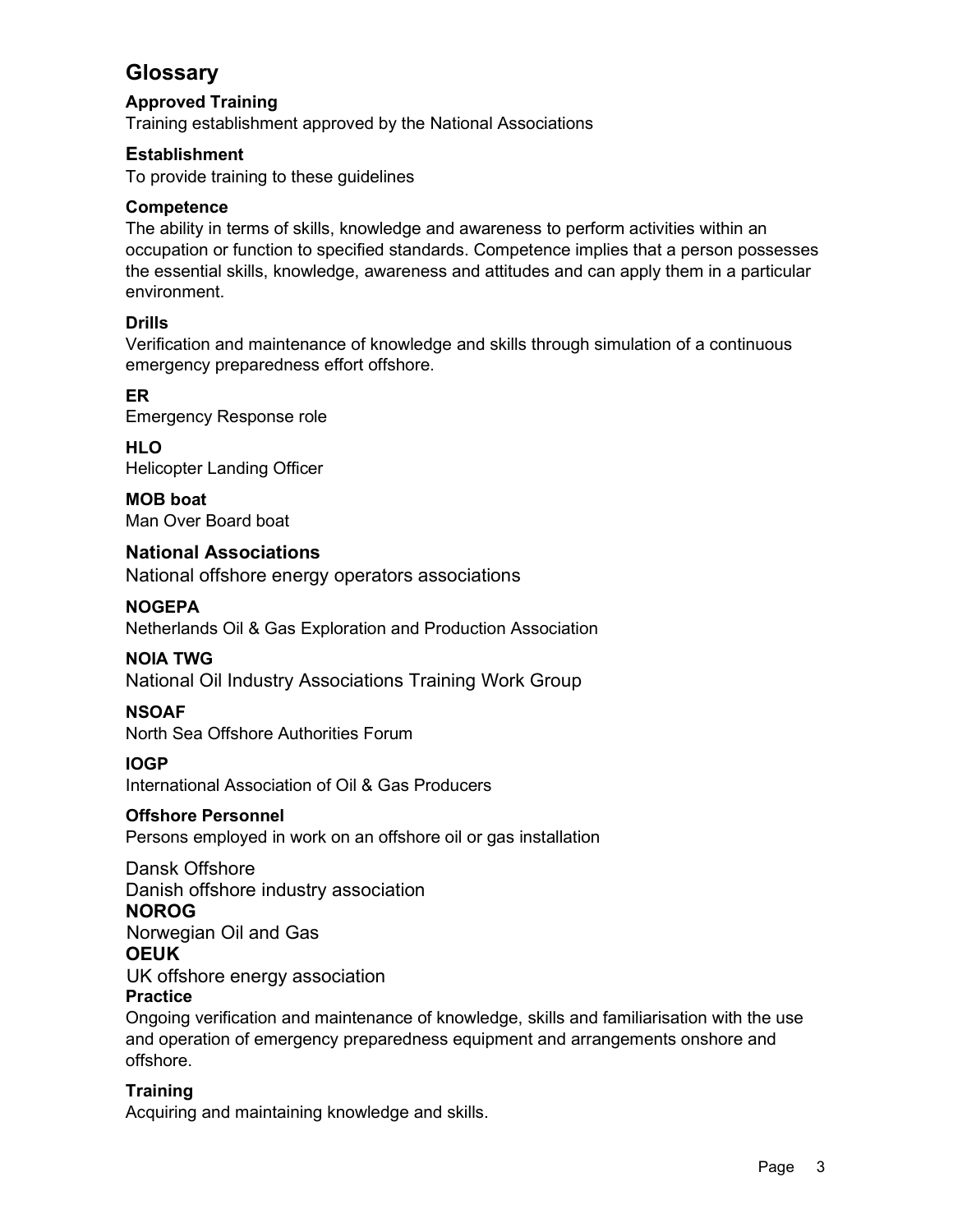## Glossary

**Approved Training**
Training establishment approved by the National Associations

**Establishment**
To provide training to these guidelines

**Competence**
The ability in terms of skills, knowledge and awareness to perform activities within an occupation or function to specified standards. Competence implies that a person possesses the essential skills, knowledge, awareness and attitudes and can apply them in a particular environment.

**Drills**
Verification and maintenance of knowledge and skills through simulation of a continuous emergency preparedness effort offshore.

**ER**
Emergency Response role

**HLO**
Helicopter Landing Officer

**MOB boat**
Man Over Board boat

**National Associations**
National offshore energy operators associations

**NOGEPA**
Netherlands Oil & Gas Exploration and Production Association

**NOIA TWG**
National Oil Industry Associations Training Work Group

**NSOAF**
North Sea Offshore Authorities Forum

**IOGP**
International Association of Oil & Gas Producers

**Offshore Personnel**
Persons employed in work on an offshore oil or gas installation

Dansk Offshore
Danish offshore industry association

**NOROG**
Norwegian Oil and Gas

**OEUK**
UK offshore energy association

**Practice**
Ongoing verification and maintenance of knowledge, skills and familiarisation with the use and operation of emergency preparedness equipment and arrangements onshore and offshore.

**Training**
Acquiring and maintaining knowledge and skills.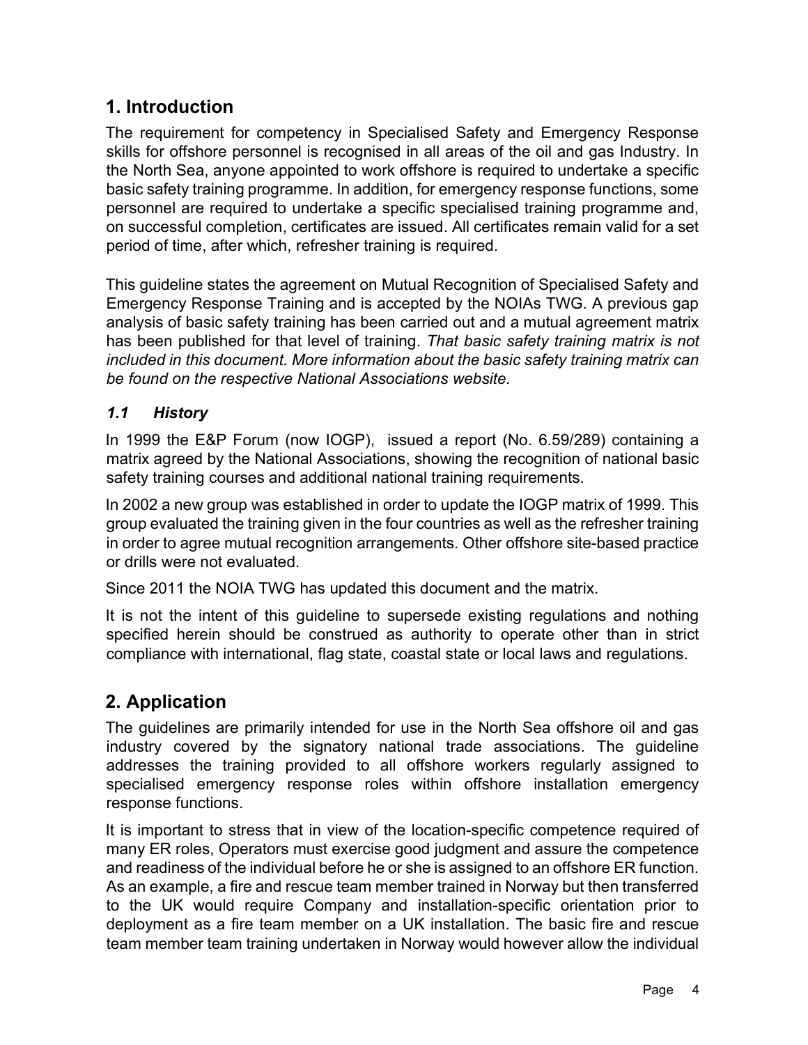## 1. Introduction

The requirement for competency in Specialised Safety and Emergency Response skills for offshore personnel is recognised in all areas of the oil and gas Industry. In the North Sea, anyone appointed to work offshore is required to undertake a specific basic safety training programme. In addition, for emergency response functions, some personnel are required to undertake a specific specialised training programme and, on successful completion, certificates are issued. All certificates remain valid for a set period of time, after which, refresher training is required.

This guideline states the agreement on Mutual Recognition of Specialised Safety and Emergency Response Training and is accepted by the NOIAs TWG. A previous gap analysis of basic safety training has been carried out and a mutual agreement matrix has been published for that level of training. *That basic safety training matrix is not included in this document. More information about the basic safety training matrix can be found on the respective National Associations website.*

### *1.1 History*

In 1999 the E&P Forum (now IOGP), issued a report (No. 6.59/289) containing a matrix agreed by the National Associations, showing the recognition of national basic safety training courses and additional national training requirements.

In 2002 a new group was established in order to update the IOGP matrix of 1999. This group evaluated the training given in the four countries as well as the refresher training in order to agree mutual recognition arrangements. Other offshore site-based practice or drills were not evaluated.

Since 2011 the NOIA TWG has updated this document and the matrix.

It is not the intent of this guideline to supersede existing regulations and nothing specified herein should be construed as authority to operate other than in strict compliance with international, flag state, coastal state or local laws and regulations.

## 2. Application

The guidelines are primarily intended for use in the North Sea offshore oil and gas industry covered by the signatory national trade associations. The guideline addresses the training provided to all offshore workers regularly assigned to specialised emergency response roles within offshore installation emergency response functions.

It is important to stress that in view of the location-specific competence required of many ER roles, Operators must exercise good judgment and assure the competence and readiness of the individual before he or she is assigned to an offshore ER function. As an example, a fire and rescue team member trained in Norway but then transferred to the UK would require Company and installation-specific orientation prior to deployment as a fire team member on a UK installation. The basic fire and rescue team member team training undertaken in Norway would however allow the individual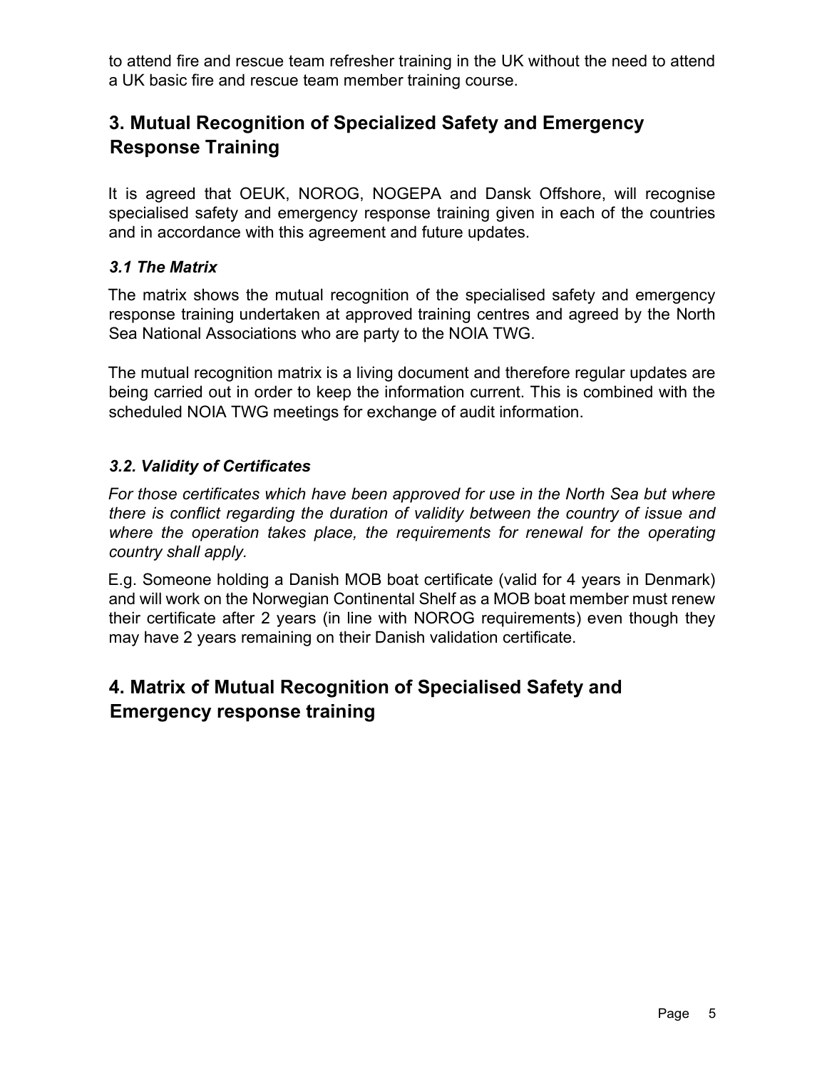to attend fire and rescue team refresher training in the UK without the need to attend a UK basic fire and rescue team member training course.

## 3. Mutual Recognition of Specialized Safety and Emergency Response Training

It is agreed that OEUK, NOROG, NOGEPA and Dansk Offshore, will recognise specialised safety and emergency response training given in each of the countries and in accordance with this agreement and future updates.

### *3.1 The Matrix*

The matrix shows the mutual recognition of the specialised safety and emergency response training undertaken at approved training centres and agreed by the North Sea National Associations who are party to the NOIA TWG.

The mutual recognition matrix is a living document and therefore regular updates are being carried out in order to keep the information current. This is combined with the scheduled NOIA TWG meetings for exchange of audit information.

### *3.2. Validity of Certificates*

*For those certificates which have been approved for use in the North Sea but where there is conflict regarding the duration of validity between the country of issue and where the operation takes place, the requirements for renewal for the operating country shall apply.*

E.g. Someone holding a Danish MOB boat certificate (valid for 4 years in Denmark) and will work on the Norwegian Continental Shelf as a MOB boat member must renew their certificate after 2 years (in line with NOROG requirements) even though they may have 2 years remaining on their Danish validation certificate.

## 4. Matrix of Mutual Recognition of Specialised Safety and Emergency response training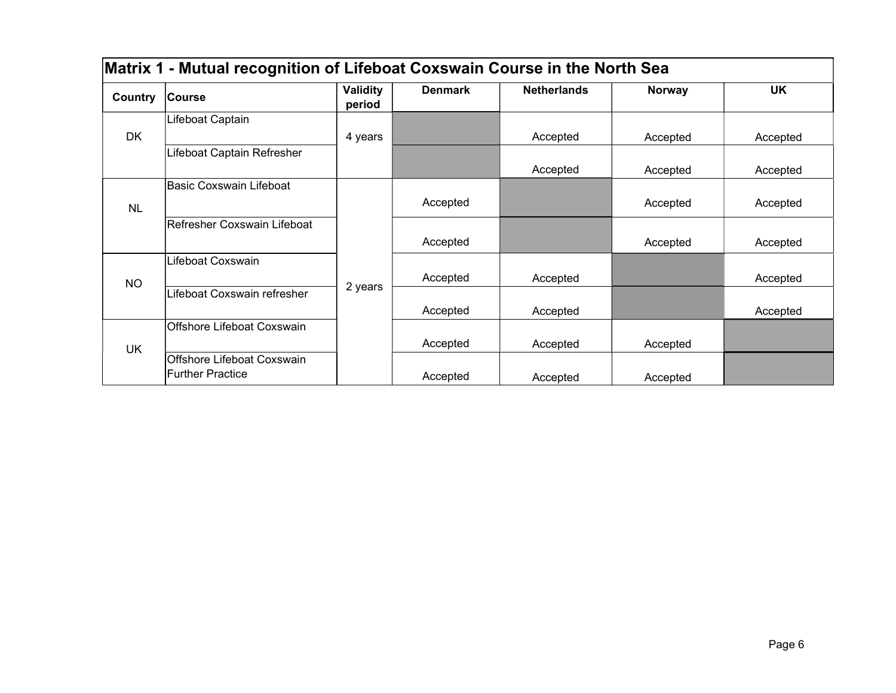## Matrix 1 - Mutual recognition of Lifeboat Coxswain Course in the North Sea

| Country | Course | Validity period | Denmark | Netherlands | Norway | UK |
|---|---|---|---|---|---|---|
| DK | Lifeboat Captain | 4 years | | Accepted | Accepted | Accepted |
| | Lifeboat Captain Refresher | | | Accepted | Accepted | Accepted |
| NL | Basic Coxswain Lifeboat | 2 years | Accepted | | Accepted | Accepted |
| | Refresher Coxswain Lifeboat | | Accepted | | Accepted | Accepted |
| NO | Lifeboat Coxswain | | Accepted | Accepted | | Accepted |
| | Lifeboat Coxswain refresher | | Accepted | Accepted | | Accepted |
| UK | Offshore Lifeboat Coxswain | | Accepted | Accepted | Accepted | |
| | Offshore Lifeboat Coxswain Further Practice | | Accepted | Accepted | Accepted | |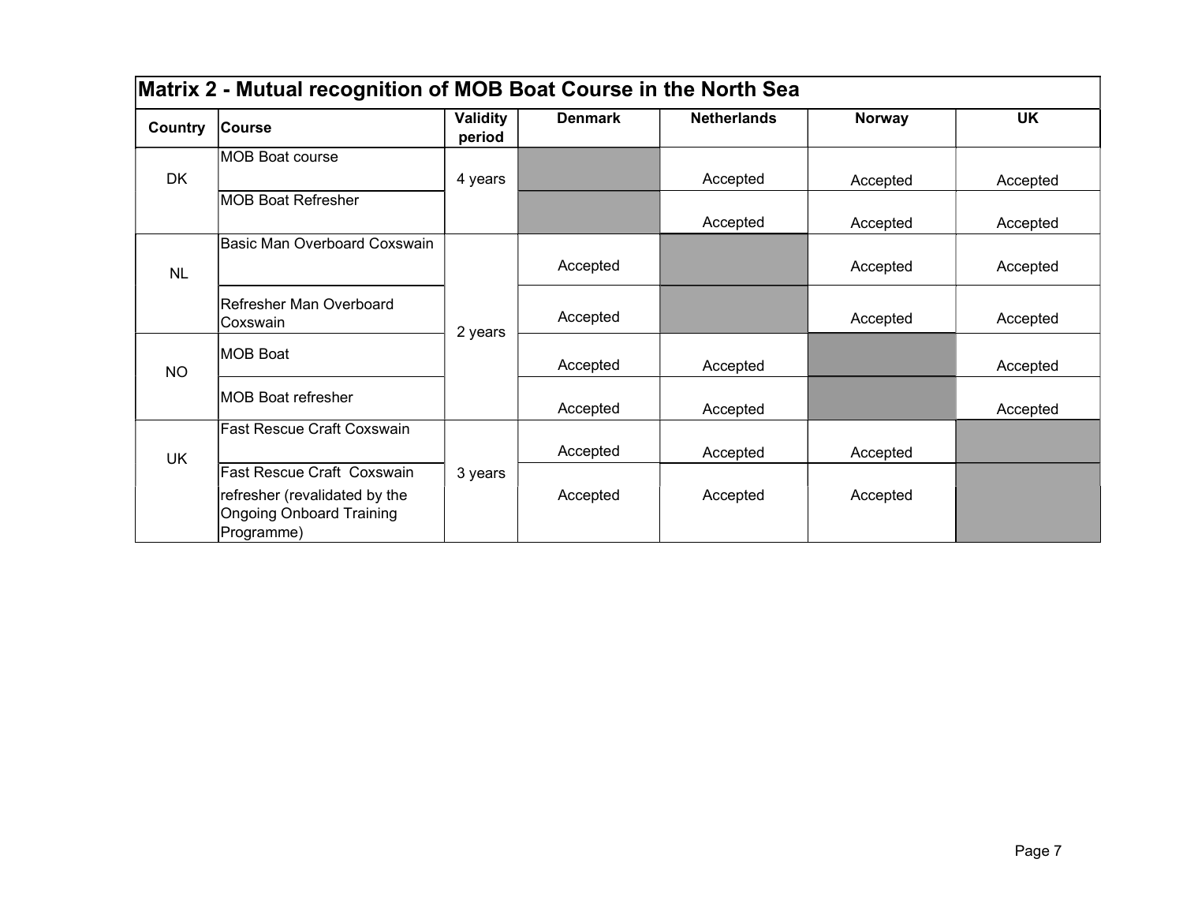## Matrix 2 - Mutual recognition of MOB Boat Course in the North Sea

| Country | Course | Validity period | Denmark | Netherlands | Norway | UK |
|---|---|---|---|---|---|---|
| DK | MOB Boat course | 4 years | | Accepted | Accepted | Accepted |
| | MOB Boat Refresher | | | Accepted | Accepted | Accepted |
| NL | Basic Man Overboard Coxswain | 2 years | Accepted | | Accepted | Accepted |
| | Refresher Man Overboard Coxswain | | Accepted | | Accepted | Accepted |
| NO | MOB Boat | | Accepted | Accepted | | Accepted |
| | MOB Boat refresher | | Accepted | Accepted | | Accepted |
| UK | Fast Rescue Craft Coxswain | 3 years | Accepted | Accepted | Accepted | |
| | Fast Rescue Craft Coxswain refresher (revalidated by the Ongoing Onboard Training Programme) | | Accepted | Accepted | Accepted | |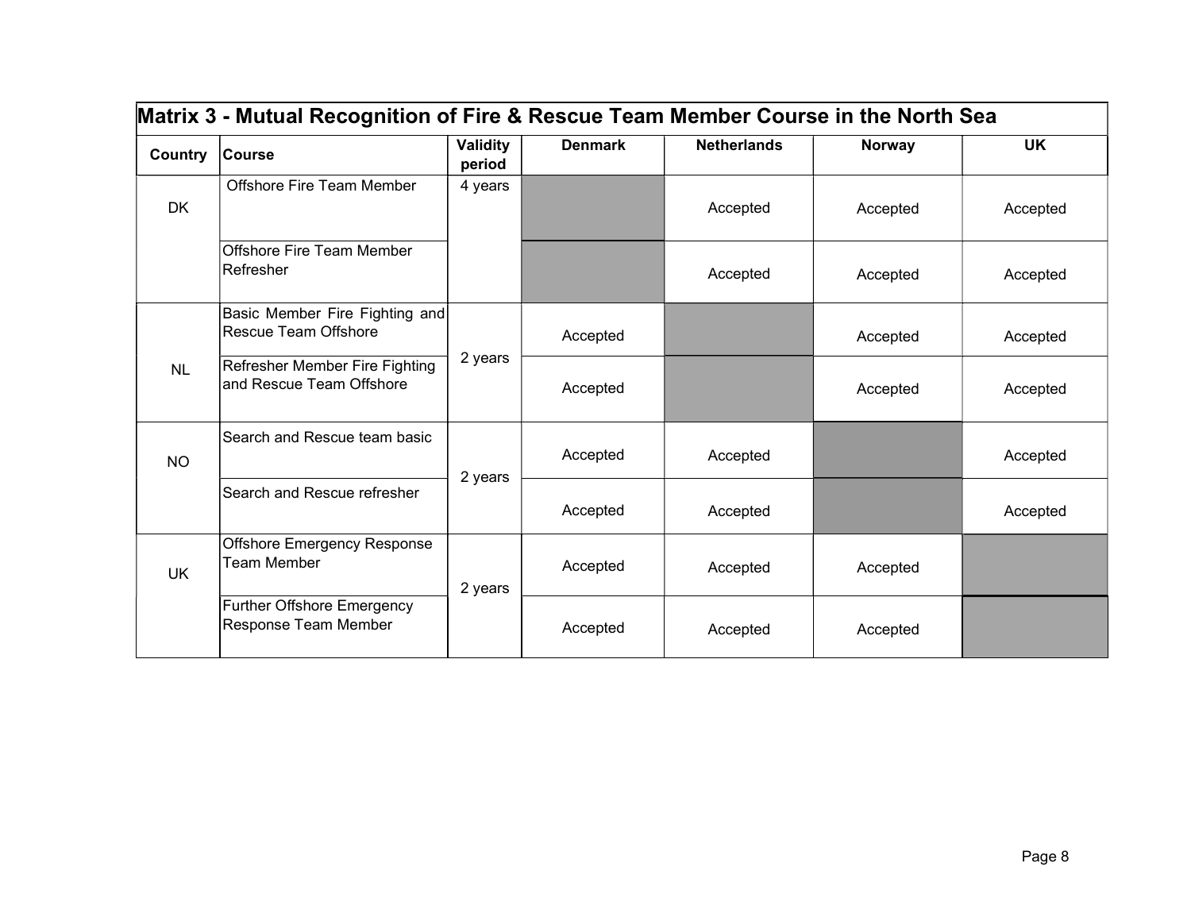## Matrix 3 - Mutual Recognition of Fire & Rescue Team Member Course in the North Sea

| Country | Course | Validity period | Denmark | Netherlands | Norway | UK |
|---|---|---|---|---|---|---|
| DK | Offshore Fire Team Member | 4 years | | Accepted | Accepted | Accepted |
| | Offshore Fire Team Member Refresher | | | Accepted | Accepted | Accepted |
| NL | Basic Member Fire Fighting and Rescue Team Offshore | 2 years | Accepted | | Accepted | Accepted |
| | Refresher Member Fire Fighting and Rescue Team Offshore | | Accepted | | Accepted | Accepted |
| NO | Search and Rescue team basic | 2 years | Accepted | Accepted | | Accepted |
| | Search and Rescue refresher | | Accepted | Accepted | | Accepted |
| UK | Offshore Emergency Response Team Member | 2 years | Accepted | Accepted | Accepted | |
| | Further Offshore Emergency Response Team Member | | Accepted | Accepted | Accepted | |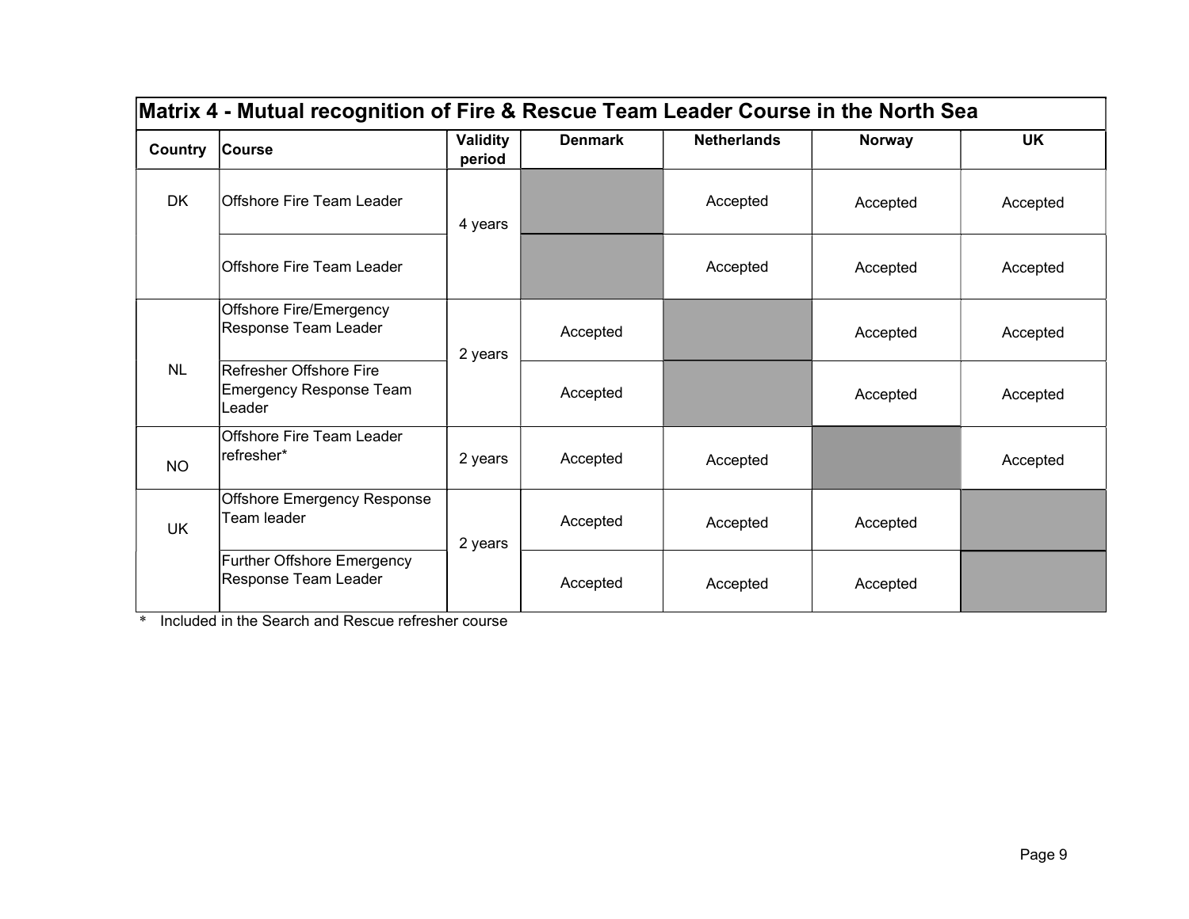## Matrix 4 - Mutual recognition of Fire & Rescue Team Leader Course in the North Sea

| Country | Course | Validity period | Denmark | Netherlands | Norway | UK |
|---|---|---|---|---|---|---|
| DK | Offshore Fire Team Leader | 4 years | | Accepted | Accepted | Accepted |
| | Offshore Fire Team Leader | | | Accepted | Accepted | Accepted |
| NL | Offshore Fire/Emergency Response Team Leader | 2 years | Accepted | | Accepted | Accepted |
| | Refresher Offshore Fire Emergency Response Team Leader | | Accepted | | Accepted | Accepted |
| NO | Offshore Fire Team Leader refresher* | 2 years | Accepted | Accepted | | Accepted |
| UK | Offshore Emergency Response Team leader | 2 years | Accepted | Accepted | Accepted | |
| | Further Offshore Emergency Response Team Leader | | Accepted | Accepted | Accepted | |

\* Included in the Search and Rescue refresher course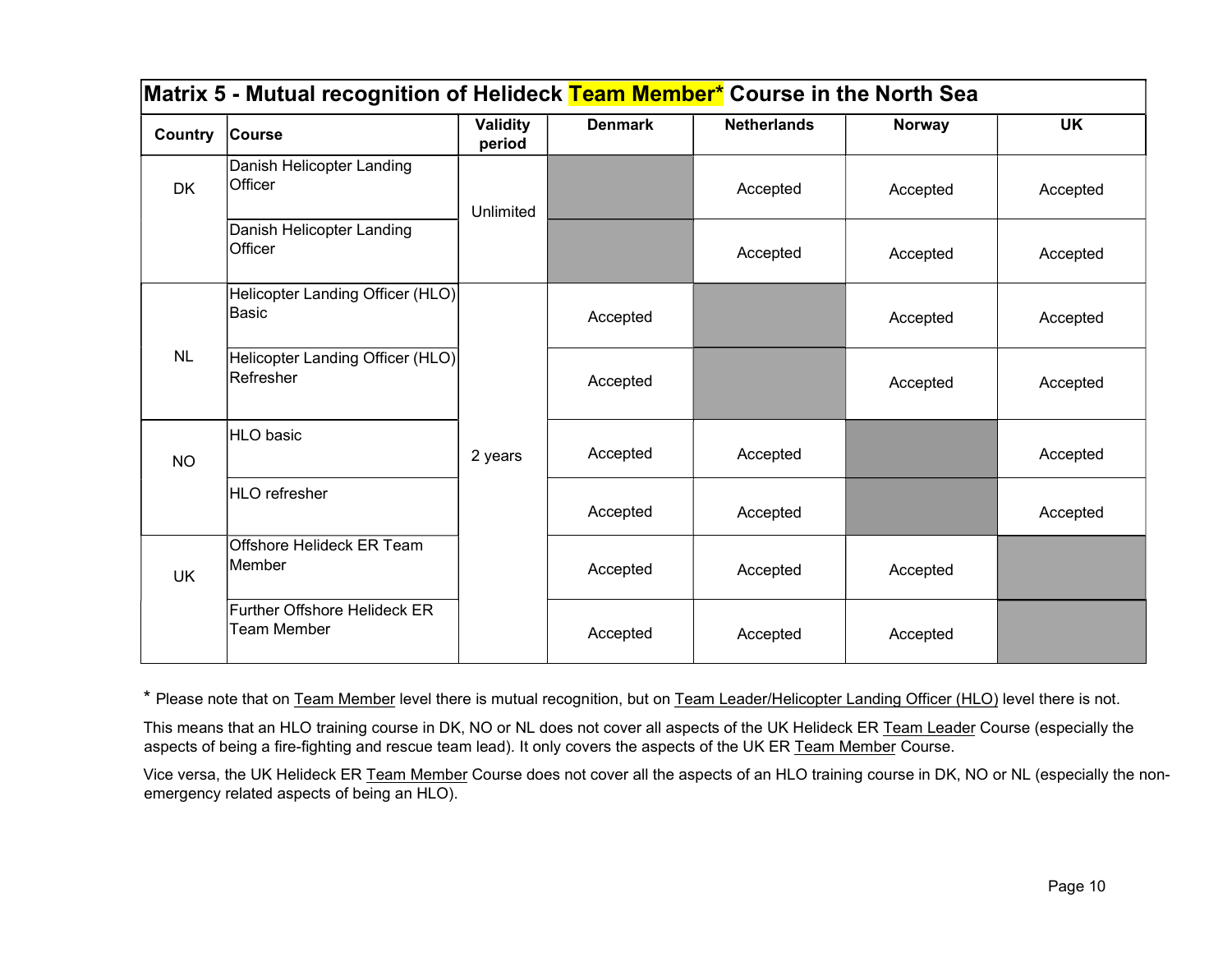| Matrix 5 - Mutual recognition of Helideck Team Member* Course in the North Sea | | | | | | |
|---|---|---|---|---|---|---|
| **Country** | **Course** | **Validity period** | **Denmark** | **Netherlands** | **Norway** | **UK** |
| DK | Danish Helicopter Landing Officer | Unlimited | | Accepted | Accepted | Accepted |
| | Danish Helicopter Landing Officer | | | Accepted | Accepted | Accepted |
| NL | Helicopter Landing Officer (HLO) Basic | 2 years | Accepted | | Accepted | Accepted |
| | Helicopter Landing Officer (HLO) Refresher | | Accepted | | Accepted | Accepted |
| NO | HLO basic | | Accepted | Accepted | | Accepted |
| | HLO refresher | | Accepted | Accepted | | Accepted |
| UK | Offshore Helideck ER Team Member | | Accepted | Accepted | Accepted | |
| | Further Offshore Helideck ER Team Member | | Accepted | Accepted | Accepted | |

* Please note that on Team Member level there is mutual recognition, but on Team Leader/Helicopter Landing Officer (HLO) level there is not.

This means that an HLO training course in DK, NO or NL does not cover all aspects of the UK Helideck ER Team Leader Course (especially the aspects of being a fire-fighting and rescue team lead). It only covers the aspects of the UK ER Team Member Course.

Vice versa, the UK Helideck ER Team Member Course does not cover all the aspects of an HLO training course in DK, NO or NL (especially the non-emergency related aspects of being an HLO).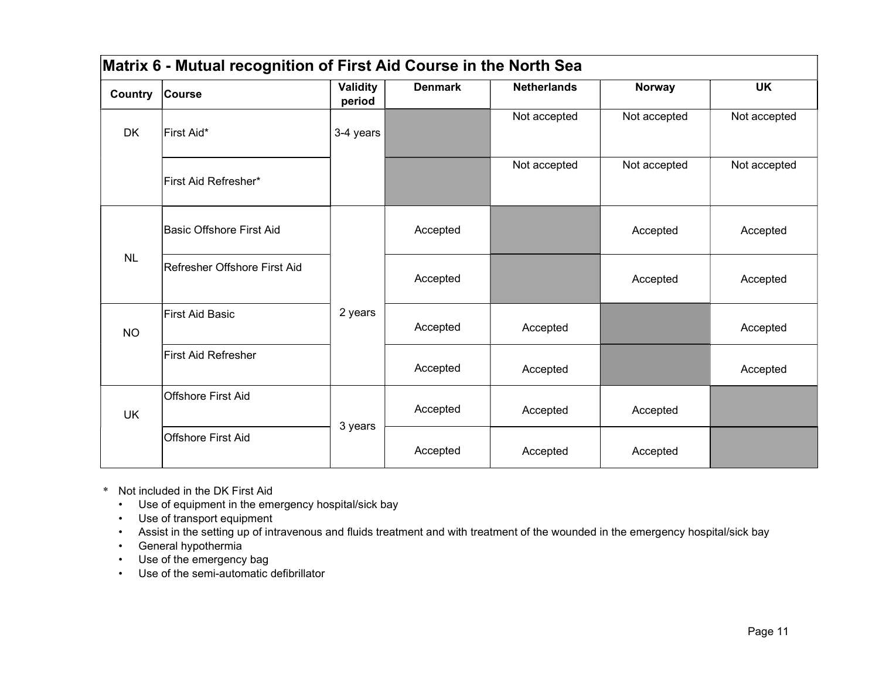## Matrix 6 - Mutual recognition of First Aid Course in the North Sea

| Country | Course | Validity period | Denmark | Netherlands | Norway | UK |
|---|---|---|---|---|---|---|
| DK | First Aid* | 3-4 years | | Not accepted | Not accepted | Not accepted |
| | First Aid Refresher* | | | Not accepted | Not accepted | Not accepted |
| NL | Basic Offshore First Aid | 2 years | Accepted | | Accepted | Accepted |
| | Refresher Offshore First Aid | | Accepted | | Accepted | Accepted |
| NO | First Aid Basic | | Accepted | Accepted | | Accepted |
| | First Aid Refresher | | Accepted | Accepted | | Accepted |
| UK | Offshore First Aid | 3 years | Accepted | Accepted | Accepted | |
| | Offshore First Aid | | Accepted | Accepted | Accepted | |

\* Not included in the DK First Aid

- Use of equipment in the emergency hospital/sick bay
- Use of transport equipment
- Assist in the setting up of intravenous and fluids treatment and with treatment of the wounded in the emergency hospital/sick bay
- General hypothermia
- Use of the emergency bag
- Use of the semi-automatic defibrillator